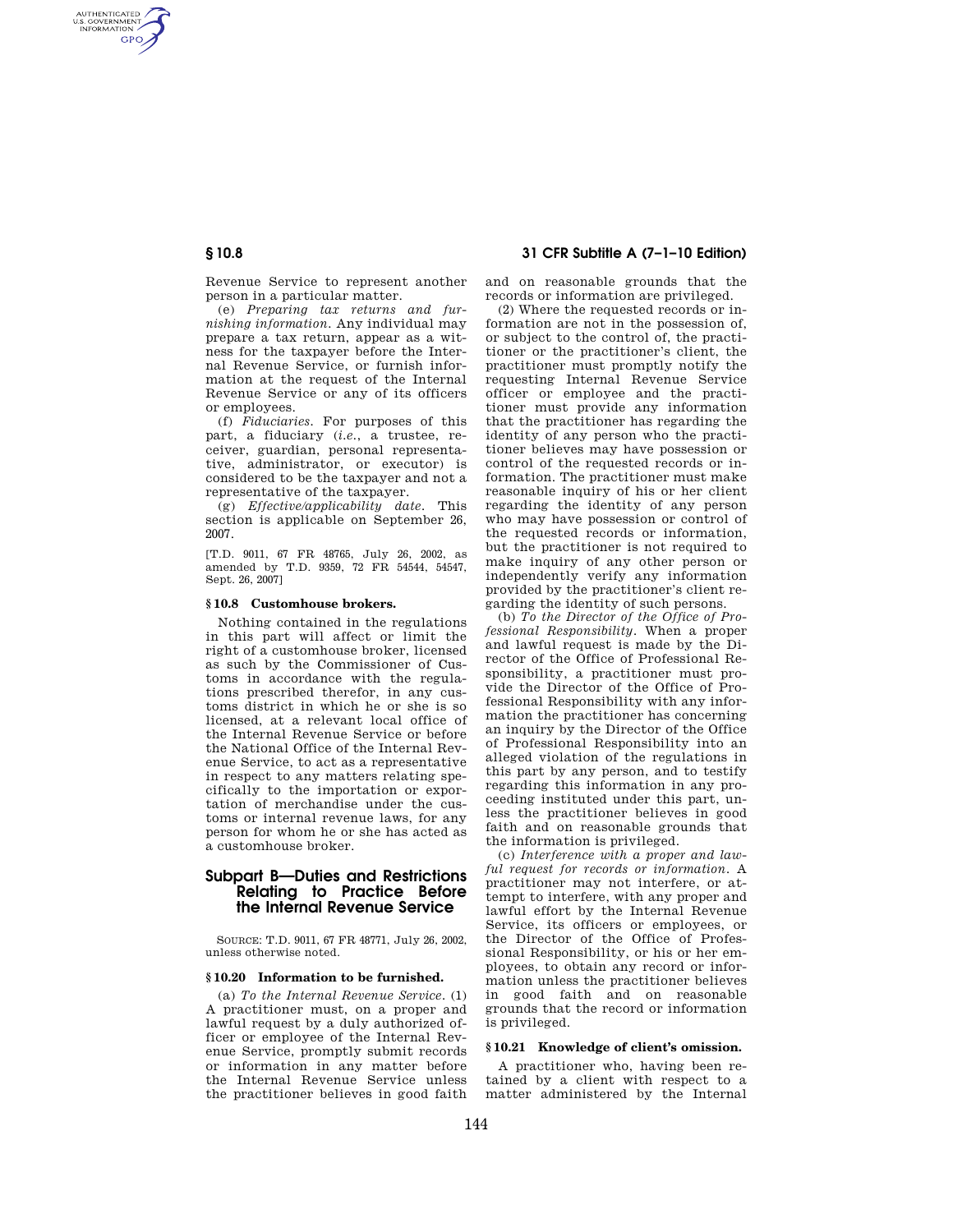Revenue Service to represent another person in a particular matter.

(e) *Preparing tax returns and furnishing information.* Any individual may prepare a tax return, appear as a witness for the taxpayer before the Internal Revenue Service, or furnish information at the request of the Internal Revenue Service or any of its officers or employees.

(f) *Fiduciaries.* For purposes of this part, a fiduciary (*i.e.*, a trustee, receiver, guardian, personal representative, administrator, or executor) is considered to be the taxpayer and not a representative of the taxpayer.

(g) *Effective/applicability date.* This section is applicable on September 26, 2007.

[T.D. 9011, 67 FR 48765, July 26, 2002, as amended by T.D. 9359, 72 FR 54544, 54547, Sept. 26, 2007]

### § 10.8 Customhouse brokers.

Nothing contained in the regulations in this part will affect or limit the right of a customhouse broker, licensed as such by the Commissioner of Customs in accordance with the regulations prescribed therefor, in any customs district in which he or she is so licensed, at a relevant local office of the Internal Revenue Service or before the National Office of the Internal Revenue Service, to act as a representative in respect to any matters relating specifically to the importation or exportation of merchandise under the customs or internal revenue laws, for any person for whom he or she has acted as a customhouse broker.

## Subpart B—Duties and Restrictions Relating to Practice Before the Internal Revenue Service

SOURCE: T.D. 9011, 67 FR 48771, July 26, 2002, unless otherwise noted.

### § 10.20 Information to be furnished.

(a) *To the Internal Revenue Service.* (1) A practitioner must, on a proper and lawful request by a duly authorized officer or employee of the Internal Revenue Service, promptly submit records or information in any matter before the Internal Revenue Service unless the practitioner believes in good faith and on reasonable grounds that the records or information are privileged.

(2) Where the requested records or information are not in the possession of, or subject to the control of, the practitioner or the practitioner's client, the practitioner must promptly notify the requesting Internal Revenue Service officer or employee and the practitioner must provide any information that the practitioner has regarding the identity of any person who the practitioner believes may have possession or control of the requested records or information. The practitioner must make reasonable inquiry of his or her client regarding the identity of any person who may have possession or control of the requested records or information, but the practitioner is not required to make inquiry of any other person or independently verify any information provided by the practitioner's client regarding the identity of such persons.

(b) *To the Director of the Office of Professional Responsibility.* When a proper and lawful request is made by the Director of the Office of Professional Responsibility, a practitioner must provide the Director of the Office of Professional Responsibility with any information the practitioner has concerning an inquiry by the Director of the Office of Professional Responsibility into an alleged violation of the regulations in this part by any person, and to testify regarding this information in any proceeding instituted under this part, unless the practitioner believes in good faith and on reasonable grounds that the information is privileged.

(c) *Interference with a proper and lawful request for records or information.* A practitioner may not interfere, or attempt to interfere, with any proper and lawful effort by the Internal Revenue Service, its officers or employees, or the Director of the Office of Professional Responsibility, or his or her employees, to obtain any record or information unless the practitioner believes in good faith and on reasonable grounds that the record or information is privileged.

### § 10.21 Knowledge of client's omission.

A practitioner who, having been retained by a client with respect to a matter administered by the Internal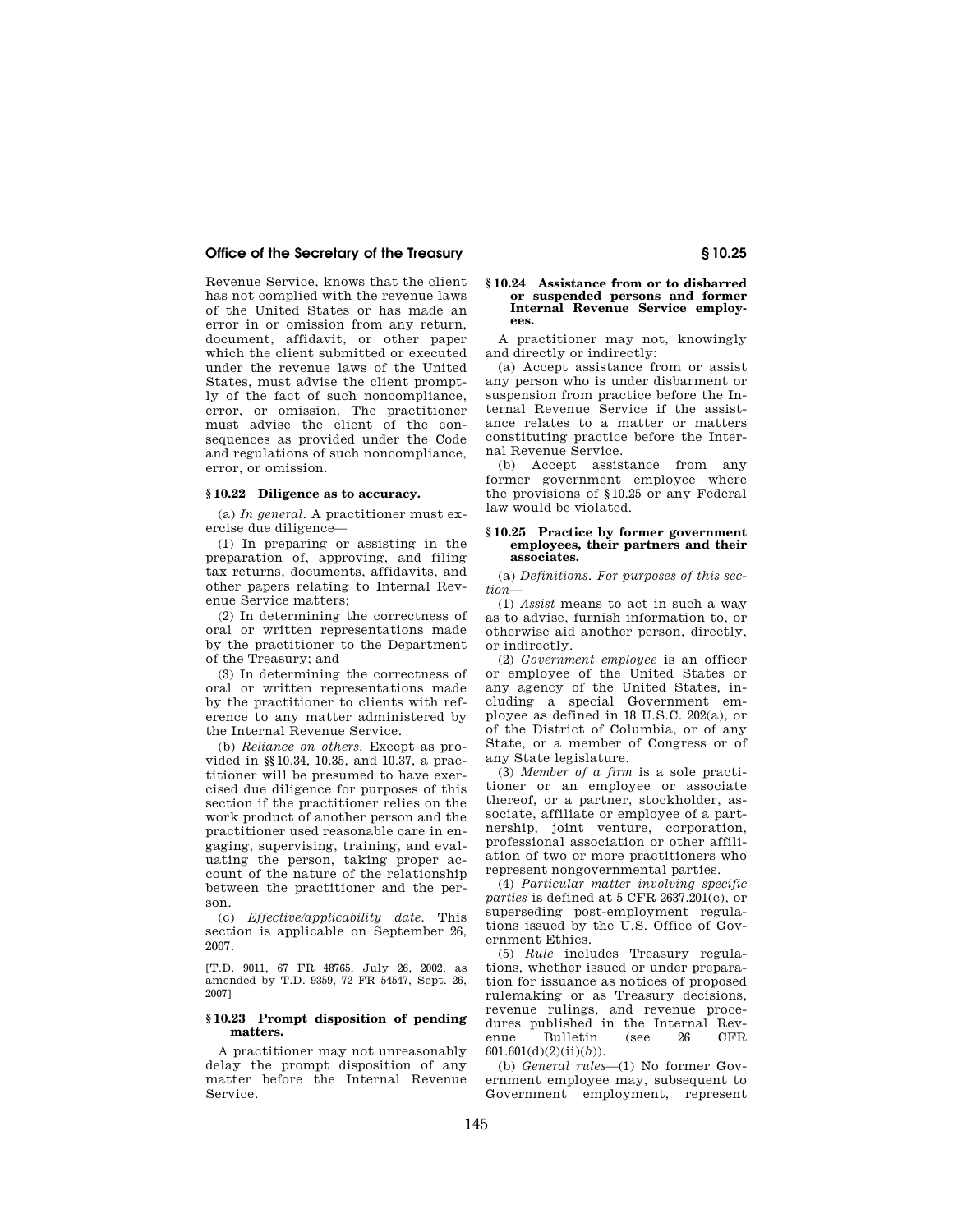Revenue Service, knows that the client has not complied with the revenue laws of the United States or has made an error in or omission from any return, document, affidavit, or other paper which the client submitted or executed under the revenue laws of the United States, must advise the client promptly of the fact of such noncompliance, error, or omission. The practitioner must advise the client of the consequences as provided under the Code and regulations of such noncompliance, error, or omission.

### § 10.22 Diligence as to accuracy.

(a) *In general.* A practitioner must exercise due diligence—

(1) In preparing or assisting in the preparation of, approving, and filing tax returns, documents, affidavits, and other papers relating to Internal Revenue Service matters;

(2) In determining the correctness of oral or written representations made by the practitioner to the Department of the Treasury; and

(3) In determining the correctness of oral or written representations made by the practitioner to clients with reference to any matter administered by the Internal Revenue Service.

(b) *Reliance on others.* Except as provided in §§ 10.34, 10.35, and 10.37, a practitioner will be presumed to have exercised due diligence for purposes of this section if the practitioner relies on the work product of another person and the practitioner used reasonable care in engaging, supervising, training, and evaluating the person, taking proper account of the nature of the relationship between the practitioner and the person.

(c) *Effective/applicability date.* This section is applicable on September 26, 2007.

[T.D. 9011, 67 FR 48765, July 26, 2002, as amended by T.D. 9359, 72 FR 54547, Sept. 26, 2007]

### § 10.23 Prompt disposition of pending matters.

A practitioner may not unreasonably delay the prompt disposition of any matter before the Internal Revenue Service.

### § 10.24 Assistance from or to disbarred or suspended persons and former Internal Revenue Service employees.

A practitioner may not, knowingly and directly or indirectly:

(a) Accept assistance from or assist any person who is under disbarment or suspension from practice before the Internal Revenue Service if the assistance relates to a matter or matters constituting practice before the Internal Revenue Service.

(b) Accept assistance from any former government employee where the provisions of § 10.25 or any Federal law would be violated.

### § 10.25 Practice by former government employees, their partners and their associates.

(a) *Definitions. For purposes of this section*—

(1) *Assist* means to act in such a way as to advise, furnish information to, or otherwise aid another person, directly, or indirectly.

(2) *Government employee* is an officer or employee of the United States or any agency of the United States, including a special Government employee as defined in 18 U.S.C. 202(a), or of the District of Columbia, or of any State, or a member of Congress or of any State legislature.

(3) *Member of a firm* is a sole practitioner or an employee or associate thereof, or a partner, stockholder, associate, affiliate or employee of a partnership, joint venture, corporation, professional association or other affiliation of two or more practitioners who represent nongovernmental parties.

(4) *Particular matter involving specific parties* is defined at 5 CFR 2637.201(c), or superseding post-employment regulations issued by the U.S. Office of Government Ethics.

(5) *Rule* includes Treasury regulations, whether issued or under preparation for issuance as notices of proposed rulemaking or as Treasury decisions, revenue rulings, and revenue procedures published in the Internal Revenue Bulletin (see 26 CFR 601.601(d)(2)(ii)(*b*)).

(b) *General rules*—(1) No former Government employee may, subsequent to Government employment, represent